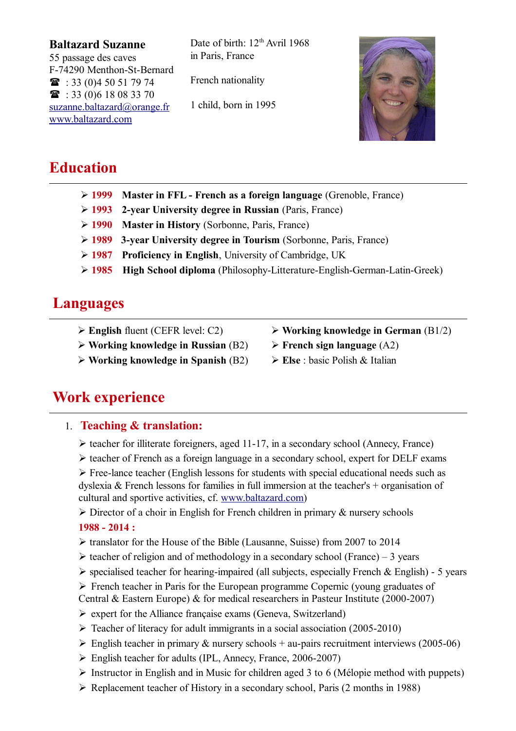**Baltazard Suzanne**
55 passage des caves
F-74290 Menthon-St-Bernard
☎ : 33 (0)4 50 51 79 74
☎ : 33 (0)6 18 08 33 70
suzanne.baltazard@orange.fr
www.baltazard.com

Date of birth: 12th Avril 1968
in Paris, France

French nationality

1 child, born in 1995

## Education

- **1999** **Master in FFL - French as a foreign language** (Grenoble, France)
- **1993** **2-year University degree in Russian** (Paris, France)
- **1990** **Master in History** (Sorbonne, Paris, France)
- **1989** **3-year University degree in Tourism** (Sorbonne, Paris, France)
- **1987** **Proficiency in English**, University of Cambridge, UK
- **1985** **High School diploma** (Philosophy-Litterature-English-German-Latin-Greek)

## Languages

- **English** fluent (CEFR level: C2)
- **Working knowledge in Russian** (B2)
- **Working knowledge in Spanish** (B2)
- **Working knowledge in German** (B1/2)
- **French sign language** (A2)
- **Else** : basic Polish & Italian

## Work experience

1. **Teaching & translation:**

- teacher for illiterate foreigners, aged 11-17, in a secondary school (Annecy, France)
- teacher of French as a foreign language in a secondary school, expert for DELF exams
- Free-lance teacher (English lessons for students with special educational needs such as dyslexia & French lessons for families in full immersion at the teacher's + organisation of cultural and sportive activities, cf. www.baltazard.com)
- Director of a choir in English for French children in primary & nursery schools

**1988 - 2014 :**

- translator for the House of the Bible (Lausanne, Suisse) from 2007 to 2014
- teacher of religion and of methodology in a secondary school (France) – 3 years
- specialised teacher for hearing-impaired (all subjects, especially French & English) - 5 years
- French teacher in Paris for the European programme Copernic (young graduates of Central & Eastern Europe) & for medical researchers in Pasteur Institute (2000-2007)
- expert for the Alliance française exams (Geneva, Switzerland)
- Teacher of literacy for adult immigrants in a social association (2005-2010)
- English teacher in primary & nursery schools + au-pairs recruitment interviews (2005-06)
- English teacher for adults (IPL, Annecy, France, 2006-2007)
- Instructor in English and in Music for children aged 3 to 6 (Mélopie method with puppets)
- Replacement teacher of History in a secondary school, Paris (2 months in 1988)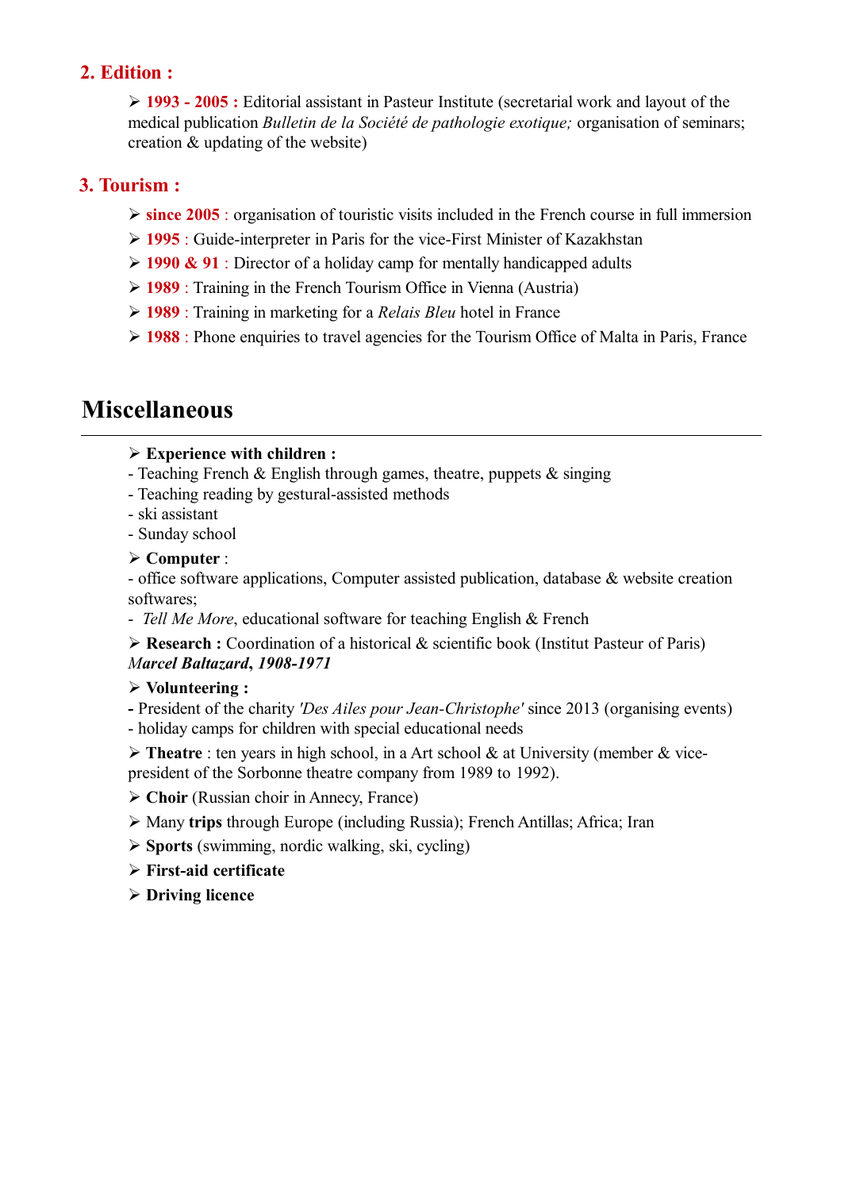### 2. Edition :

- **1993 - 2005 :** Editorial assistant in Pasteur Institute (secretarial work and layout of the medical publication *Bulletin de la Société de pathologie exotique;* organisation of seminars; creation & updating of the website)

### 3. Tourism :

- **since 2005** : organisation of touristic visits included in the French course in full immersion
- **1995** : Guide-interpreter in Paris for the vice-First Minister of Kazakhstan
- **1990 & 91** : Director of a holiday camp for mentally handicapped adults
- **1989** : Training in the French Tourism Office in Vienna (Austria)
- **1989** : Training in marketing for a *Relais Bleu* hotel in France
- **1988** : Phone enquiries to travel agencies for the Tourism Office of Malta in Paris, France

## Miscellaneous

- **Experience with children :**

  - Teaching French & English through games, theatre, puppets & singing
  - Teaching reading by gestural-assisted methods
  - ski assistant
  - Sunday school

- **Computer** :

  - office software applications, Computer assisted publication, database & website creation softwares;
  - *Tell Me More*, educational software for teaching English & French

- **Research :** Coordination of a historical & scientific book (Institut Pasteur of Paris) ***Marcel Baltazard*, *1908-1971***

- **Volunteering :**

  - President of the charity *'Des Ailes pour Jean-Christophe'* since 2013 (organising events)
  - holiday camps for children with special educational needs

- **Theatre** : ten years in high school, in a Art school & at University (member & vice-president of the Sorbonne theatre company from 1989 to 1992).
- **Choir** (Russian choir in Annecy, France)
- Many **trips** through Europe (including Russia); French Antillas; Africa; Iran
- **Sports** (swimming, nordic walking, ski, cycling)
- **First-aid certificate**
- **Driving licence**